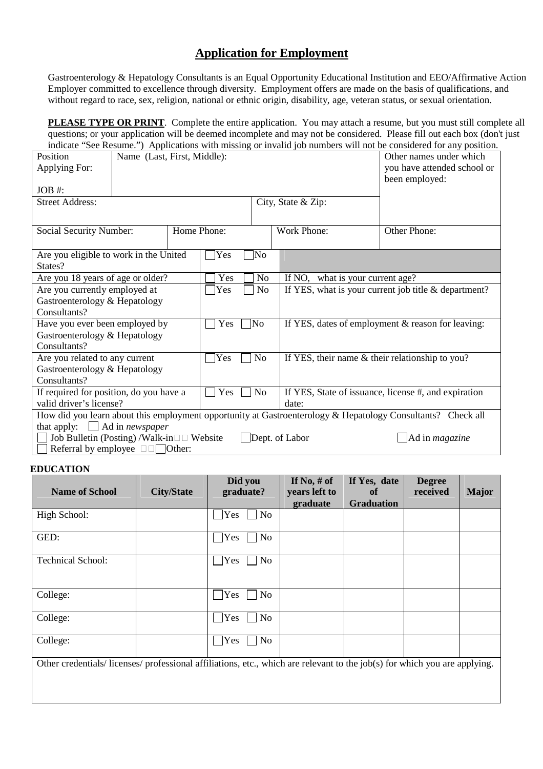# Application for Employment

Gastroenterology & Hepatology Consultants is an Equal Opportunity Educational Institution and EEO/Affirmative Action Employer committed to excellence through diversity. Employment offers are made on the basis of qualifications, and without regard to race, sex, religion, national or ethnic origin, disability, age, veteran status, or sexual orientation.

**PLEASE TYPE OR PRINT**. Complete the entire application. You may attach a resume, but you must still complete all questions; or your application will be deemed incomplete and may not be considered. Please fill out each box (don't just indicate "See Resume.") Applications with missing or invalid job numbers will not be considered for any position.

| Position Applying For: JOB #: | Name (Last, First, Middle): | | Other names under which you have attended school or been employed: |
|---|---|---|---|
| Street Address: | | City, State & Zip: | |
| Social Security Number: | Home Phone: | Work Phone: | Other Phone: |

| Question | Answer | Details |
|---|---|---|
| Are you eligible to work in the United States? | ☐ Yes ☐ No | |
| Are you 18 years of age or older? | ☐ Yes ☐ No | If NO, what is your current age? |
| Are you currently employed at Gastroenterology & Hepatology Consultants? | ☐ Yes ☐ No | If YES, what is your current job title & department? |
| Have you ever been employed by Gastroenterology & Hepatology Consultants? | ☐ Yes ☐ No | If YES, dates of employment & reason for leaving: |
| Are you related to any current Gastroenterology & Hepatology Consultants? | ☐ Yes ☐ No | If YES, their name & their relationship to you? |
| If required for position, do you have a valid driver's license? | ☐ Yes ☐ No | If YES, State of issuance, license #, and expiration date: |

How did you learn about this employment opportunity at Gastroenterology & Hepatology Consultants? Check all that apply: ☐ Ad in *newspaper*
☐ Job Bulletin (Posting) /Walk-in ☐ Website ☐ Dept. of Labor ☐ Ad in *magazine*
☐ Referral by employee ☐ Other:

**EDUCATION**

| Name of School | City/State | Did you graduate? | If No, # of years left to graduate | If Yes, date of Graduation | Degree received | Major |
|---|---|---|---|---|---|---|
| High School: | | ☐ Yes ☐ No | | | | |
| GED: | | ☐ Yes ☐ No | | | | |
| Technical School: | | ☐ Yes ☐ No | | | | |
| College: | | ☐ Yes ☐ No | | | | |
| College: | | ☐ Yes ☐ No | | | | |
| College: | | ☐ Yes ☐ No | | | | |

Other credentials/ licenses/ professional affiliations, etc., which are relevant to the job(s) for which you are applying.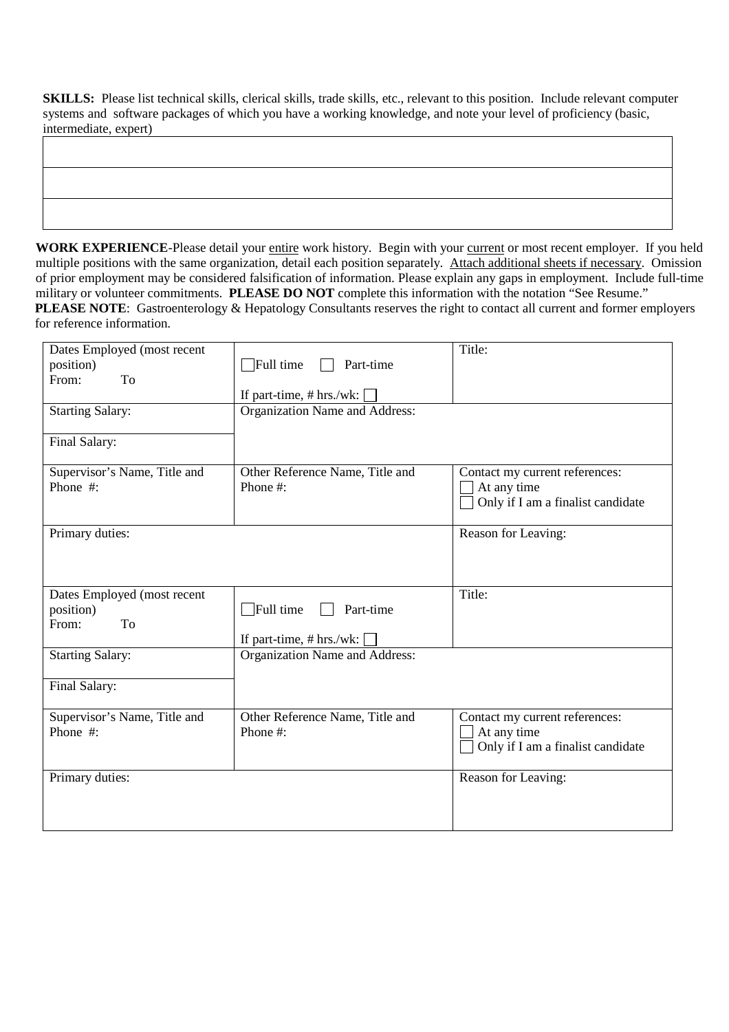**SKILLS:** Please list technical skills, clerical skills, trade skills, etc., relevant to this position. Include relevant computer systems and software packages of which you have a working knowledge, and note your level of proficiency (basic, intermediate, expert)

| |
|---|
| |
| |
| |

**WORK EXPERIENCE**-Please detail your <u>entire</u> work history. Begin with your <u>current</u> or most recent employer. If you held multiple positions with the same organization, detail each position separately. <u>Attach additional sheets if necessary</u>. Omission of prior employment may be considered falsification of information. Please explain any gaps in employment. Include full-time military or volunteer commitments. **PLEASE DO NOT** complete this information with the notation "See Resume."
**PLEASE NOTE**: Gastroenterology & Hepatology Consultants reserves the right to contact all current and former employers for reference information.

| Dates Employed (most recent position)<br>From: To | ☐ Full time ☐ Part-time<br><br>If part-time, # hrs./wk: ☐ | Title: |
|---|---|---|
| Starting Salary:<br><br>Final Salary: | Organization Name and Address: | |
| Supervisor's Name, Title and Phone #: | Other Reference Name, Title and Phone #: | Contact my current references:<br>☐ At any time<br>☐ Only if I am a finalist candidate |
| Primary duties: | | Reason for Leaving: |

| Dates Employed (most recent position)<br>From: To | ☐ Full time ☐ Part-time<br><br>If part-time, # hrs./wk: ☐ | Title: |
|---|---|---|
| Starting Salary:<br><br>Final Salary: | Organization Name and Address: | |
| Supervisor's Name, Title and Phone #: | Other Reference Name, Title and Phone #: | Contact my current references:<br>☐ At any time<br>☐ Only if I am a finalist candidate |
| Primary duties: | | Reason for Leaving: |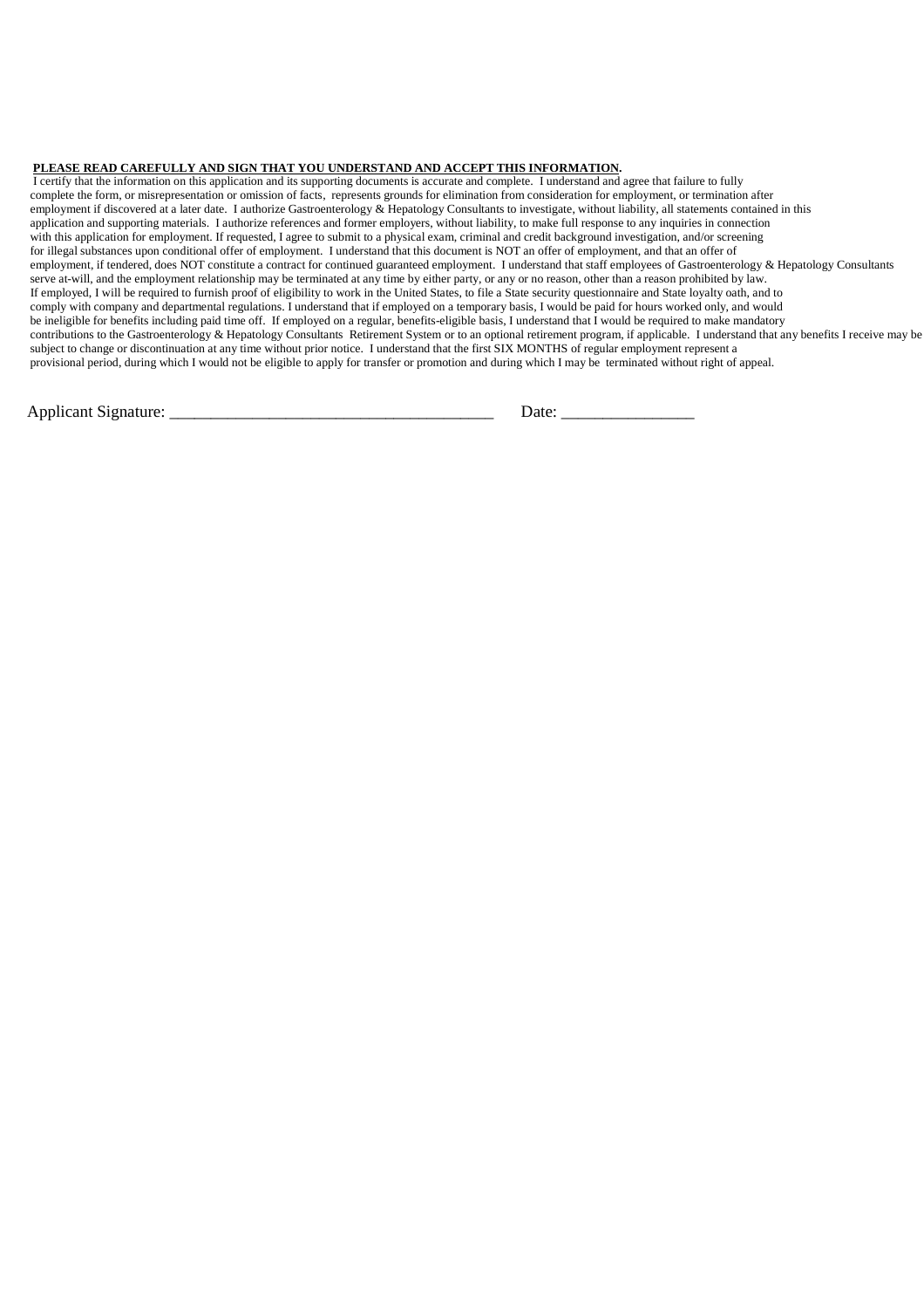**PLEASE READ CAREFULLY AND SIGN THAT YOU UNDERSTAND AND ACCEPT THIS INFORMATION.**

I certify that the information on this application and its supporting documents is accurate and complete. I understand and agree that failure to fully complete the form, or misrepresentation or omission of facts, represents grounds for elimination from consideration for employment, or termination after employment if discovered at a later date. I authorize Gastroenterology & Hepatology Consultants to investigate, without liability, all statements contained in this application and supporting materials. I authorize references and former employers, without liability, to make full response to any inquiries in connection with this application for employment. If requested, I agree to submit to a physical exam, criminal and credit background investigation, and/or screening for illegal substances upon conditional offer of employment. I understand that this document is NOT an offer of employment, and that an offer of employment, if tendered, does NOT constitute a contract for continued guaranteed employment. I understand that staff employees of Gastroenterology & Hepatology Consultants serve at-will, and the employment relationship may be terminated at any time by either party, or any or no reason, other than a reason prohibited by law. If employed, I will be required to furnish proof of eligibility to work in the United States, to file a State security questionnaire and State loyalty oath, and to comply with company and departmental regulations. I understand that if employed on a temporary basis, I would be paid for hours worked only, and would be ineligible for benefits including paid time off. If employed on a regular, benefits-eligible basis, I understand that I would be required to make mandatory contributions to the Gastroenterology & Hepatology Consultants Retirement System or to an optional retirement program, if applicable. I understand that any benefits I receive may be subject to change or discontinuation at any time without prior notice. I understand that the first SIX MONTHS of regular employment represent a provisional period, during which I would not be eligible to apply for transfer or promotion and during which I may be terminated without right of appeal.

Applicant Signature: _______________________________________ Date: ________________